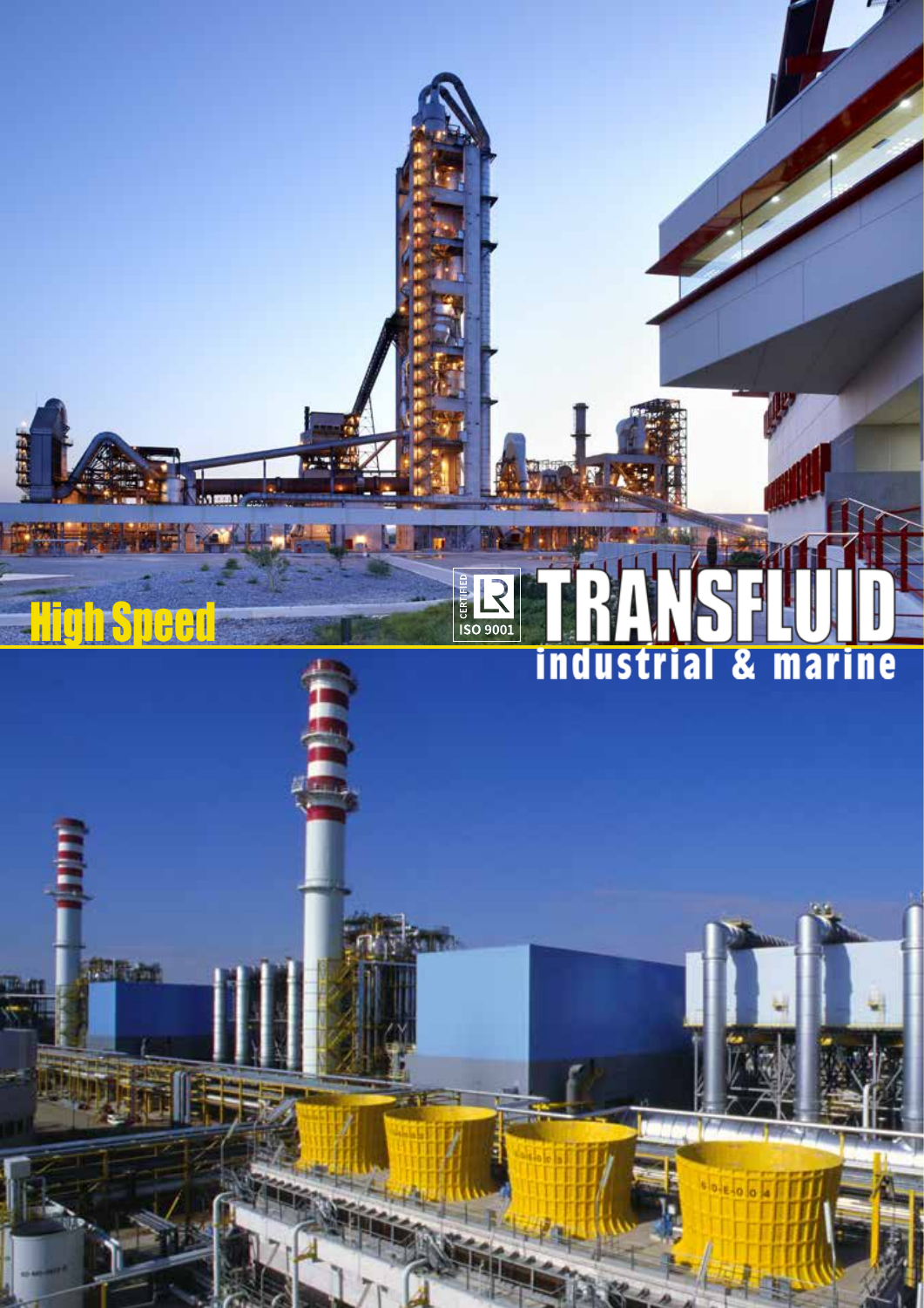# High Speed

CERTIFIED ISO 9001

# TRANSFLUID

industrial & marine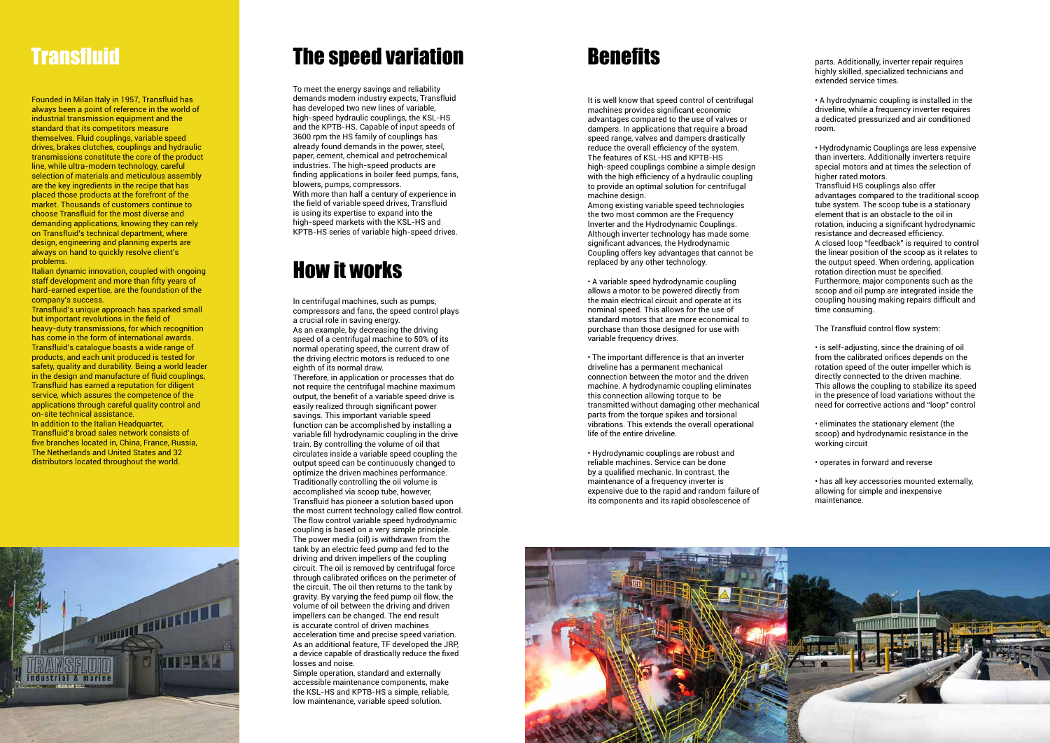# Transfluid

Founded in Milan Italy in 1957, Transfluid has always been a point of reference in the world of industrial transmission equipment and the standard that its competitors measure themselves. Fluid couplings, variable speed drives, brakes clutches, couplings and hydraulic transmissions constitute the core of the product line, while ultra-modern technology, careful selection of materials and meticulous assembly are the key ingredients in the recipe that has placed those products at the forefront of the market. Thousands of customers continue to choose Transfluid for the most diverse and demanding applications, knowing they can rely on Transfluid's technical department, where design, engineering and planning experts are always on hand to quickly resolve client's problems.

Italian dynamic innovation, coupled with ongoing staff development and more than fifty years of hard-earned expertise, are the foundation of the company's success.

Transfluid's unique approach has sparked small but important revolutions in the field of heavy-duty transmissions, for which recognition has come in the form of international awards. Transfluid's catalogue boasts a wide range of products, and each unit produced is tested for safety, quality and durability. Being a world leader in the design and manufacture of fluid couplings, Transfluid has earned a reputation for diligent service, which assures the competence of the applications through careful quality control and on-site technical assistance.

In addition to the Italian Headquarter, Transfluid's broad sales network consists of five branches located in, China, France, Russia, The Netherlands and United States and 32 distributors located throughout the world.

# The speed variation

To meet the energy savings and reliability demands modern industry expects, Transfluid has developed two new lines of variable, high-speed hydraulic couplings, the KSL-HS and the KPTB-HS. Capable of input speeds of 3600 rpm the HS family of couplings has already found demands in the power, steel, paper, cement, chemical and petrochemical industries. The high-speed products are finding applications in boiler feed pumps, fans, blowers, pumps, compressors.

With more than half a century of experience in the field of variable speed drives, Transfluid is using its expertise to expand into the high-speed markets with the KSL-HS and KPTB-HS series of variable high-speed drives.

# How it works

In centrifugal machines, such as pumps, compressors and fans, the speed control plays a crucial role in saving energy.

As an example, by decreasing the driving speed of a centrifugal machine to 50% of its normal operating speed, the current draw of the driving electric motors is reduced to one eighth of its normal draw.

Therefore, in application or processes that do not require the centrifugal machine maximum output, the benefit of a variable speed drive is easily realized through significant power savings. This important variable speed function can be accomplished by installing a variable fill hydrodynamic coupling in the drive train. By controlling the volume of oil that circulates inside a variable speed coupling the output speed can be continuously changed to optimize the driven machines performance. Traditionally controlling the oil volume is accomplished via scoop tube, however, Transfluid has pioneer a solution based upon the most current technology called flow control. The flow control variable speed hydrodynamic coupling is based on a very simple principle. The power media (oil) is withdrawn from the tank by an electric feed pump and fed to the driving and driven impellers of the coupling circuit. The oil is removed by centrifugal force through calibrated orifices on the perimeter of the circuit. The oil then returns to the tank by gravity. By varying the feed pump oil flow, the volume of oil between the driving and driven impellers can be changed. The end result is accurate control of driven machines acceleration time and precise speed variation. As an additional feature, TF developed the JRP, a device capable of drastically reduce the fixed losses and noise.

Simple operation, standard and externally accessible maintenance components, make the KSL-HS and KPTB-HS a simple, reliable, low maintenance, variable speed solution.

# Benefits

It is well know that speed control of centrifugal machines provides significant economic advantages compared to the use of valves or dampers. In applications that require a broad speed range, valves and dampers drastically reduce the overall efficiency of the system. The features of KSL-HS and KPTB-HS high-speed couplings combine a simple design with the high efficiency of a hydraulic coupling to provide an optimal solution for centrifugal machine design.

Among existing variable speed technologies the two most common are the Frequency Inverter and the Hydrodynamic Couplings. Although inverter technology has made some significant advances, the Hydrodynamic Coupling offers key advantages that cannot be replaced by any other technology.

- A variable speed hydrodynamic coupling allows a motor to be powered directly from the main electrical circuit and operate at its nominal speed. This allows for the use of standard motors that are more economical to purchase than those designed for use with variable frequency drives.

- The important difference is that an inverter driveline has a permanent mechanical connection between the motor and the driven machine. A hydrodynamic coupling eliminates this connection allowing torque to be transmitted without damaging other mechanical parts from the torque spikes and torsional vibrations. This extends the overall operational life of the entire driveline.

- Hydrodynamic couplings are robust and reliable machines. Service can be done by a qualified mechanic. In contrast, the maintenance of a frequency inverter is expensive due to the rapid and random failure of its components and its rapid obsolescence of parts. Additionally, inverter repair requires highly skilled, specialized technicians and extended service times.

- A hydrodynamic coupling is installed in the driveline, while a frequency inverter requires a dedicated pressurized and air conditioned room.

- Hydrodynamic Couplings are less expensive than inverters. Additionally inverters require special motors and at times the selection of higher rated motors.

Transfluid HS couplings also offer advantages compared to the traditional scoop tube system. The scoop tube is a stationary element that is an obstacle to the oil in rotation, inducing a significant hydrodynamic resistance and decreased efficiency.

A closed loop "feedback" is required to control the linear position of the scoop as it relates to the output speed. When ordering, application rotation direction must be specified. Furthermore, major components such as the scoop and oil pump are integrated inside the coupling housing making repairs difficult and time consuming.

The Transfluid control flow system:

- is self-adjusting, since the draining of oil from the calibrated orifices depends on the rotation speed of the outer impeller which is directly connected to the driven machine. This allows the coupling to stabilize its speed in the presence of load variations without the need for corrective actions and "loop" control

- eliminates the stationary element (the scoop) and hydrodynamic resistance in the working circuit

- operates in forward and reverse

- has all key accessories mounted externally, allowing for simple and inexpensive maintenance.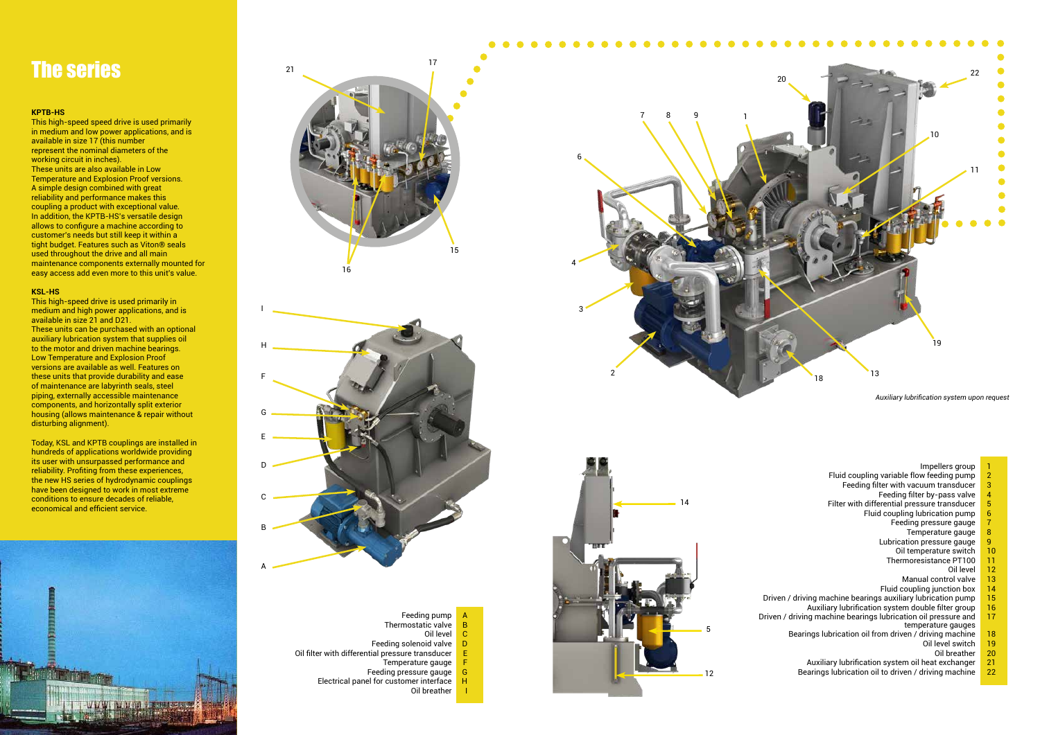# The series

**KPTB-HS**

This high-speed speed drive is used primarily in medium and low power applications, and is available in size 17 (this number represent the nominal diameters of the working circuit in inches).
These units are also available in Low Temperature and Explosion Proof versions.
A simple design combined with great reliability and performance makes this coupling a product with exceptional value.
In addition, the KPTB-HS's versatile design allows to configure a machine according to customer's needs but still keep it within a tight budget. Features such as Viton® seals used throughout the drive and all main maintenance components externally mounted for easy access add even more to this unit's value.

**KSL-HS**

This high-speed drive is used primarily in medium and high power applications, and is available in size 21 and D21.
These units can be purchased with an optional auxiliary lubrication system that supplies oil to the motor and driven machine bearings.
Low Temperature and Explosion Proof versions are available as well. Features on these units that provide durability and ease of maintenance are labyrinth seals, steel piping, externally accessible maintenance components, and horizontally split exterior housing (allows maintenance & repair without disturbing alignment).

Today, KSL and KPTB couplings are installed in hundreds of applications worldwide providing its user with unsurpassed performance and reliability. Profiting from these experiences, the new HS series of hydrodynamic couplings have been designed to work in most extreme conditions to ensure decades of reliable, economical and efficient service.

| Component | |
|---|---|
| Feeding pump | A |
| Thermostatic valve | B |
| Oil level | C |
| Feeding solenoid valve | D |
| Oil filter with differential pressure transducer | E |
| Temperature gauge | F |
| Feeding pressure gauge | G |
| Electrical panel for customer interface | H |
| Oil breather | I |

*Auxiliary lubrification system upon request*

| Component | |
|---|---|
| Impellers group | 1 |
| Fluid coupling variable flow feeding pump | 2 |
| Feeding filter with vacuum transducer | 3 |
| Feeding filter by-pass valve | 4 |
| Filter with differential pressure transducer | 5 |
| Fluid coupling lubrication pump | 6 |
| Feeding pressure gauge | 7 |
| Temperature gauge | 8 |
| Lubrication pressure gauge | 9 |
| Oil temperature switch | 10 |
| Thermoresistance PT100 | 11 |
| Oil level | 12 |
| Manual control valve | 13 |
| Fluid coupling junction box | 14 |
| Driven / driving machine bearings auxiliary lubrication pump | 15 |
| Auxiliary lubrification system double filter group | 16 |
| Driven / driving machine bearings lubrication oil pressure and temperature gauges | 17 |
| Bearings lubrication oil from driven / driving machine | 18 |
| Oil level switch | 19 |
| Oil breather | 20 |
| Auxiliary lubrification system oil heat exchanger | 21 |
| Bearings lubrication oil to driven / driving machine | 22 |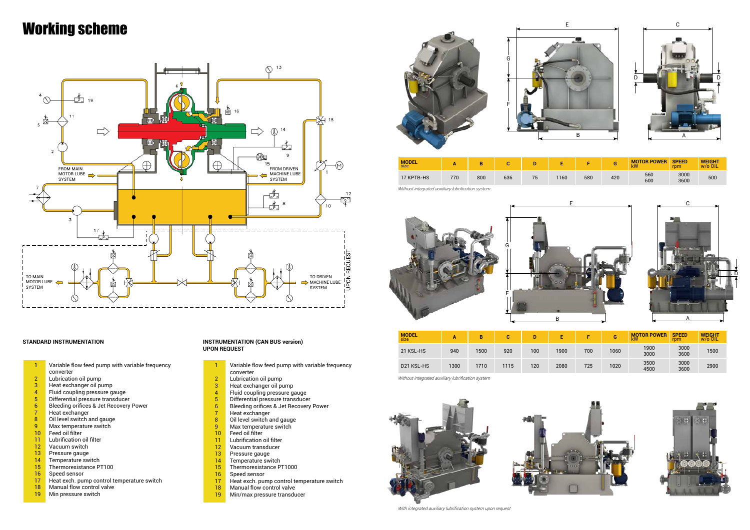# Working scheme

### STANDARD INSTRUMENTATION

| | |
|---|---|
| 1 | Variable flow feed pump with variable frequency converter |
| 2 | Lubrication oil pump |
| 3 | Heat exchanger oil pump |
| 4 | Fluid coupling pressure gauge |
| 5 | Differential pressure transducer |
| 6 | Bleeding orifices & Jet Recovery Power |
| 7 | Heat exchanger |
| 8 | Oil level switch and gauge |
| 9 | Max temperature switch |
| 10 | Feed oil filter |
| 11 | Lubrification oil filter |
| 12 | Vacuum switch |
| 13 | Pressure gauge |
| 14 | Temperature switch |
| 15 | Thermoresistance PT100 |
| 16 | Speed sensor |
| 17 | Heat exch. pump control temperature switch |
| 18 | Manual flow control valve |
| 19 | Min pressure switch |

### INSTRUMENTATION (CAN BUS version) UPON REQUEST

| | |
|---|---|
| 1 | Variable flow feed pump with variable frequency converter |
| 2 | Lubrication oil pump |
| 3 | Heat exchanger oil pump |
| 4 | Fluid coupling pressure gauge |
| 5 | Differential pressure transducer |
| 6 | Bleeding orifices & Jet Recovery Power |
| 7 | Heat exchanger |
| 8 | Oil level switch and gauge |
| 9 | Max temperature switch |
| 10 | Feed oil filter |
| 11 | Lubrification oil filter |
| 12 | Vacuum transducer |
| 13 | Pressure gauge |
| 14 | Temperature switch |
| 15 | Thermoresistance PT1000 |
| 16 | Speed sensor |
| 17 | Heat exch. pump control temperature switch |
| 18 | Manual flow control valve |
| 19 | Min/max pressure transducer |

| MODEL size | A | B | C | D | E | F | G | MOTOR POWER kW | SPEED rpm | WEIGHT w/o OIL |
|---|---|---|---|---|---|---|---|---|---|---|
| 17 KPTB-HS | 770 | 800 | 636 | 75 | 1160 | 580 | 420 | 560<br>600 | 3000<br>3600 | 500 |

*Without integrated auxiliary lubrification system*

| MODEL size | A | B | C | D | E | F | G | MOTOR POWER kW | SPEED rpm | WEIGHT w/o OIL |
|---|---|---|---|---|---|---|---|---|---|---|
| 21 KSL-HS | 940 | 1500 | 920 | 100 | 1900 | 700 | 1060 | 1900<br>3000 | 3000<br>3600 | 1500 |
| D21 KSL-HS | 1300 | 1710 | 1115 | 120 | 2080 | 725 | 1020 | 3500<br>4500 | 3000<br>3600 | 2900 |

*Without integrated auxiliary lubrification system*

*With integrated auxiliary lubrification system upon request*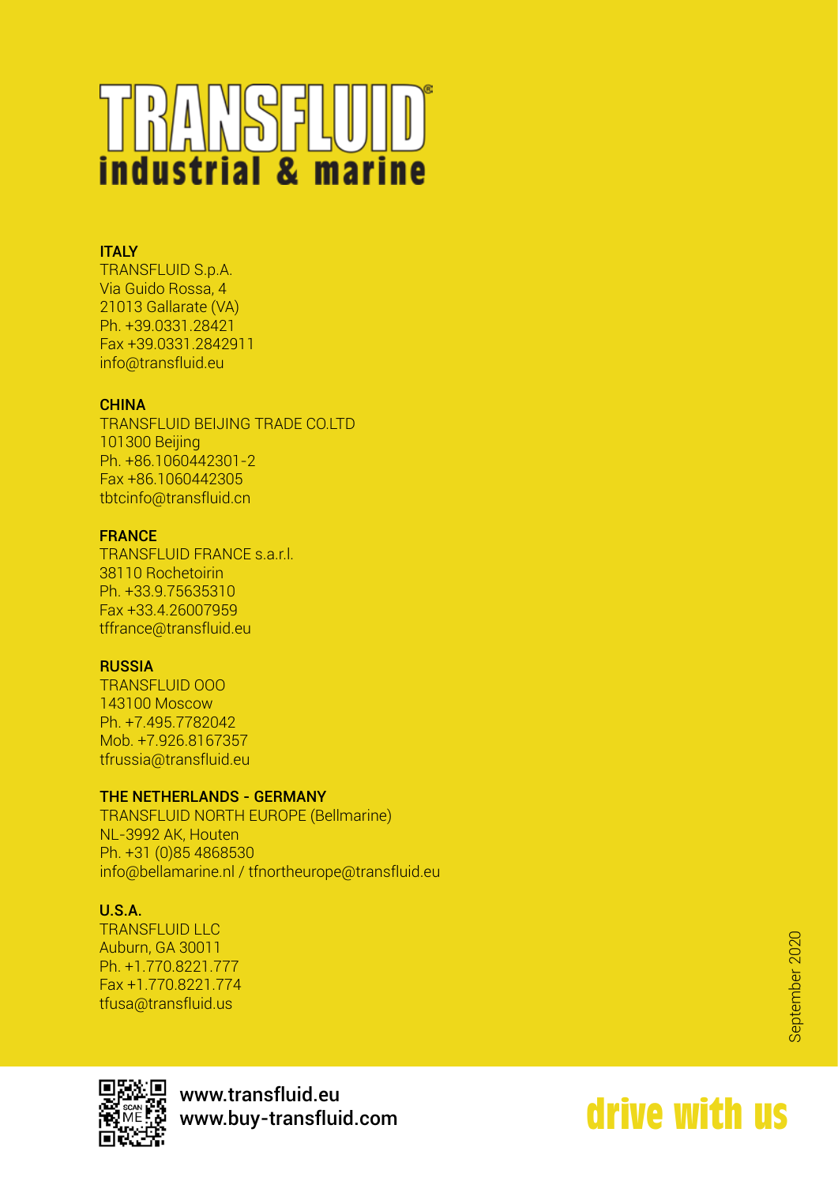# TRANSFLUID®
## industrial & marine

**ITALY**
TRANSFLUID S.p.A.
Via Guido Rossa, 4
21013 Gallarate (VA)
Ph. +39.0331.28421
Fax +39.0331.2842911
info@transfluid.eu

**CHINA**
TRANSFLUID BEIJING TRADE CO.LTD
101300 Beijing
Ph. +86.1060442301-2
Fax +86.1060442305
tbtcinfo@transfluid.cn

**FRANCE**
TRANSFLUID FRANCE s.a.r.l.
38110 Rochetoirin
Ph. +33.9.75635310
Fax +33.4.26007959
tffrance@transfluid.eu

**RUSSIA**
TRANSFLUID OOO
143100 Moscow
Ph. +7.495.7782042
Mob. +7.926.8167357
tfrussia@transfluid.eu

**THE NETHERLANDS - GERMANY**
TRANSFLUID NORTH EUROPE (Bellmarine)
NL-3992 AK, Houten
Ph. +31 (0)85 4868530
info@bellamarine.nl / tfnortheurope@transfluid.eu

**U.S.A.**
TRANSFLUID LLC
Auburn, GA 30011
Ph. +1.770.8221.777
Fax +1.770.8221.774
tfusa@transfluid.us

September 2020

SCAN ME

**www.transfluid.eu**
**www.buy-transfluid.com**

**drive with us**